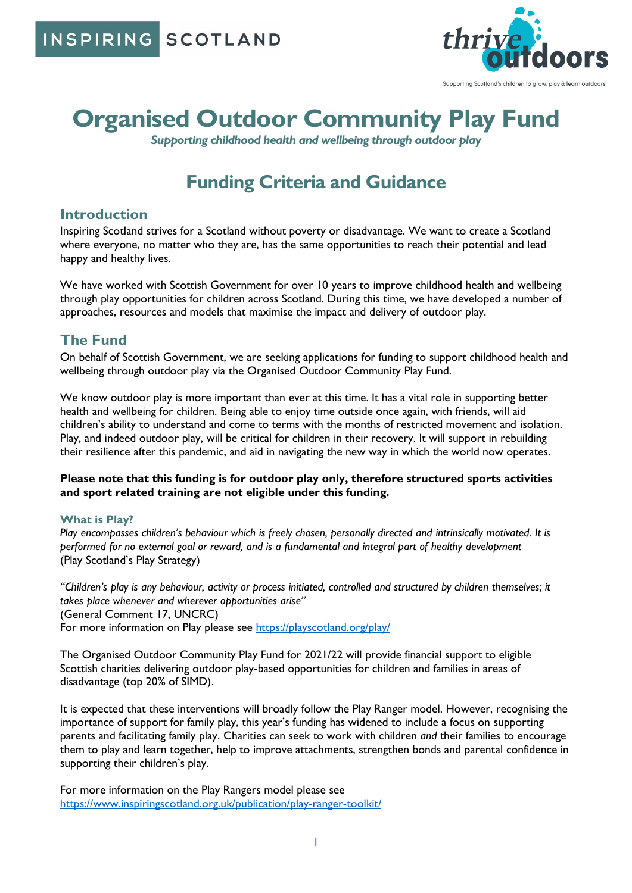INSPIRING SCOTLAND

thrive outdoors

Supporting Scotland's children to grow, play & learn outdoors

# Organised Outdoor Community Play Fund

*Supporting childhood health and wellbeing through outdoor play*

## Funding Criteria and Guidance

### Introduction

Inspiring Scotland strives for a Scotland without poverty or disadvantage. We want to create a Scotland where everyone, no matter who they are, has the same opportunities to reach their potential and lead happy and healthy lives.

We have worked with Scottish Government for over 10 years to improve childhood health and wellbeing through play opportunities for children across Scotland. During this time, we have developed a number of approaches, resources and models that maximise the impact and delivery of outdoor play.

### The Fund

On behalf of Scottish Government, we are seeking applications for funding to support childhood health and wellbeing through outdoor play via the Organised Outdoor Community Play Fund.

We know outdoor play is more important than ever at this time. It has a vital role in supporting better health and wellbeing for children. Being able to enjoy time outside once again, with friends, will aid children's ability to understand and come to terms with the months of restricted movement and isolation. Play, and indeed outdoor play, will be critical for children in their recovery. It will support in rebuilding their resilience after this pandemic, and aid in navigating the new way in which the world now operates.

**Please note that this funding is for outdoor play only, therefore structured sports activities and sport related training are not eligible under this funding.**

#### What is Play?

*Play encompasses children's behaviour which is freely chosen, personally directed and intrinsically motivated. It is performed for no external goal or reward, and is a fundamental and integral part of healthy development*
(Play Scotland's Play Strategy)

*"Children's play is any behaviour, activity or process initiated, controlled and structured by children themselves; it takes place whenever and wherever opportunities arise"*
(General Comment 17, UNCRC)
For more information on Play please see https://playscotland.org/play/

The Organised Outdoor Community Play Fund for 2021/22 will provide financial support to eligible Scottish charities delivering outdoor play-based opportunities for children and families in areas of disadvantage (top 20% of SIMD).

It is expected that these interventions will broadly follow the Play Ranger model. However, recognising the importance of support for family play, this year's funding has widened to include a focus on supporting parents and facilitating family play. Charities can seek to work with children *and* their families to encourage them to play and learn together, help to improve attachments, strengthen bonds and parental confidence in supporting their children's play.

For more information on the Play Rangers model please see
https://www.inspiringscotland.org.uk/publication/play-ranger-toolkit/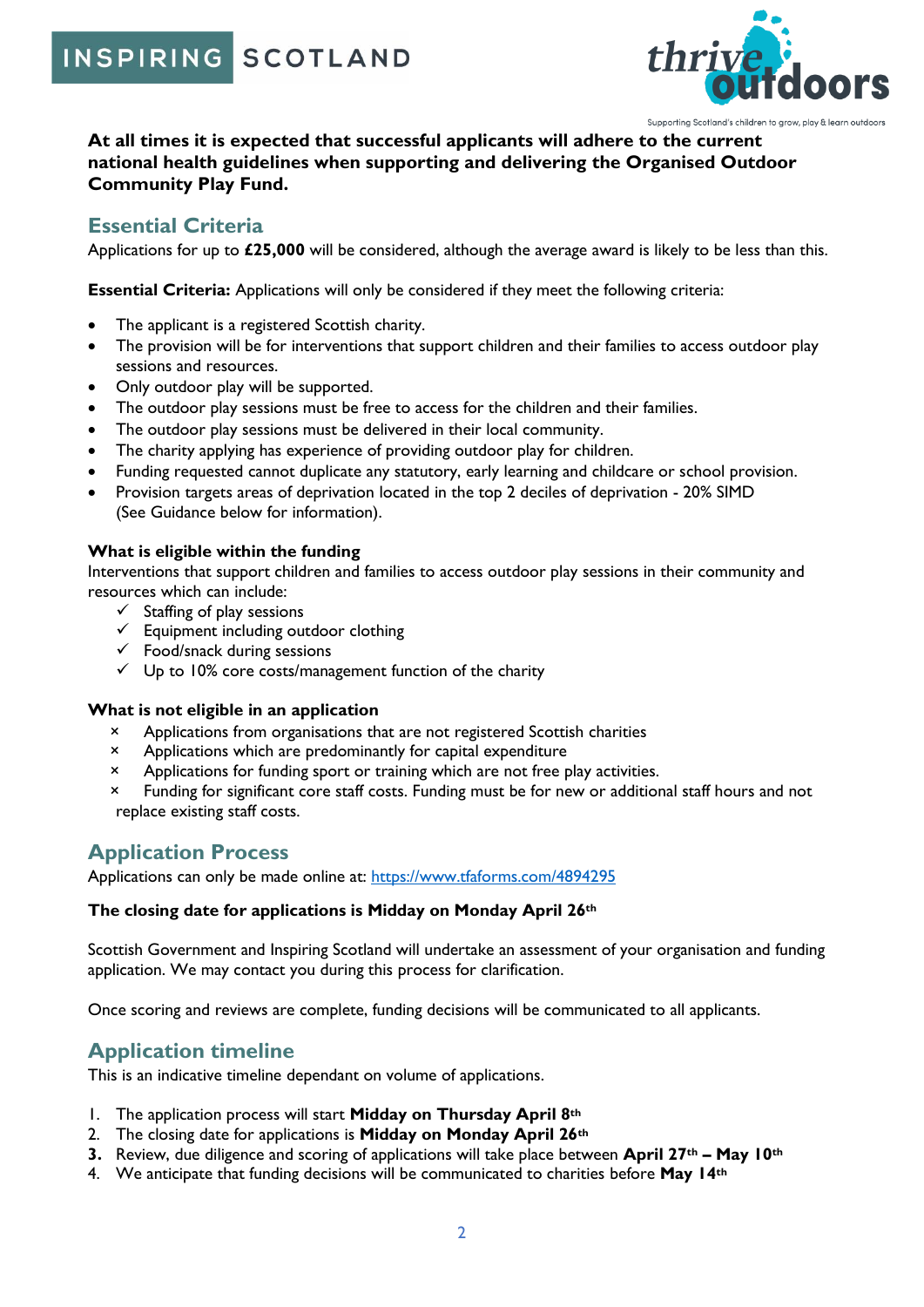**At all times it is expected that successful applicants will adhere to the current national health guidelines when supporting and delivering the Organised Outdoor Community Play Fund.**

## Essential Criteria

Applications for up to **£25,000** will be considered, although the average award is likely to be less than this.

**Essential Criteria:** Applications will only be considered if they meet the following criteria:

- The applicant is a registered Scottish charity.
- The provision will be for interventions that support children and their families to access outdoor play sessions and resources.
- Only outdoor play will be supported.
- The outdoor play sessions must be free to access for the children and their families.
- The outdoor play sessions must be delivered in their local community.
- The charity applying has experience of providing outdoor play for children.
- Funding requested cannot duplicate any statutory, early learning and childcare or school provision.
- Provision targets areas of deprivation located in the top 2 deciles of deprivation - 20% SIMD (See Guidance below for information).

**What is eligible within the funding**

Interventions that support children and families to access outdoor play sessions in their community and resources which can include:

- ✓ Staffing of play sessions
- ✓ Equipment including outdoor clothing
- ✓ Food/snack during sessions
- ✓ Up to 10% core costs/management function of the charity

**What is not eligible in an application**

- × Applications from organisations that are not registered Scottish charities
- × Applications which are predominantly for capital expenditure
- × Applications for funding sport or training which are not free play activities.
- × Funding for significant core staff costs. Funding must be for new or additional staff hours and not replace existing staff costs.

## Application Process

Applications can only be made online at: https://www.tfaforms.com/4894295

**The closing date for applications is Midday on Monday April 26th**

Scottish Government and Inspiring Scotland will undertake an assessment of your organisation and funding application. We may contact you during this process for clarification.

Once scoring and reviews are complete, funding decisions will be communicated to all applicants.

## Application timeline

This is an indicative timeline dependant on volume of applications.

1. The application process will start **Midday on Thursday April 8th**
2. The closing date for applications is **Midday on Monday April 26th**
3. Review, due diligence and scoring of applications will take place between **April 27th – May 10th**
4. We anticipate that funding decisions will be communicated to charities before **May 14th**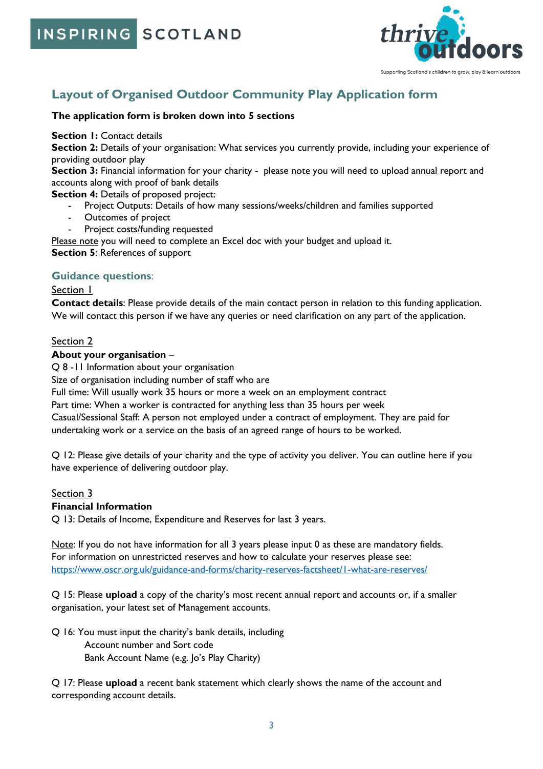## Layout of Organised Outdoor Community Play Application form

**The application form is broken down into 5 sections**

**Section 1:** Contact details
**Section 2:** Details of your organisation: What services you currently provide, including your experience of providing outdoor play
**Section 3:** Financial information for your charity - please note you will need to upload annual report and accounts along with proof of bank details
**Section 4:** Details of proposed project:

- Project Outputs: Details of how many sessions/weeks/children and families supported
- Outcomes of project
- Project costs/funding requested

Please note you will need to complete an Excel doc with your budget and upload it.
**Section 5**: References of support

### Guidance questions:

Section 1

**Contact details**: Please provide details of the main contact person in relation to this funding application. We will contact this person if we have any queries or need clarification on any part of the application.

Section 2

**About your organisation** –
Q 8 -11 Information about your organisation
Size of organisation including number of staff who are
Full time: Will usually work 35 hours or more a week on an employment contract
Part time: When a worker is contracted for anything less than 35 hours per week
Casual/Sessional Staff: A person not employed under a contract of employment. They are paid for undertaking work or a service on the basis of an agreed range of hours to be worked.

Q 12: Please give details of your charity and the type of activity you deliver. You can outline here if you have experience of delivering outdoor play.

Section 3

**Financial Information**
Q 13: Details of Income, Expenditure and Reserves for last 3 years.

Note: If you do not have information for all 3 years please input 0 as these are mandatory fields.
For information on unrestricted reserves and how to calculate your reserves please see:
https://www.oscr.org.uk/guidance-and-forms/charity-reserves-factsheet/1-what-are-reserves/

Q 15: Please **upload** a copy of the charity's most recent annual report and accounts or, if a smaller organisation, your latest set of Management accounts.

Q 16: You must input the charity's bank details, including
Account number and Sort code
Bank Account Name (e.g. Jo's Play Charity)

Q 17: Please **upload** a recent bank statement which clearly shows the name of the account and corresponding account details.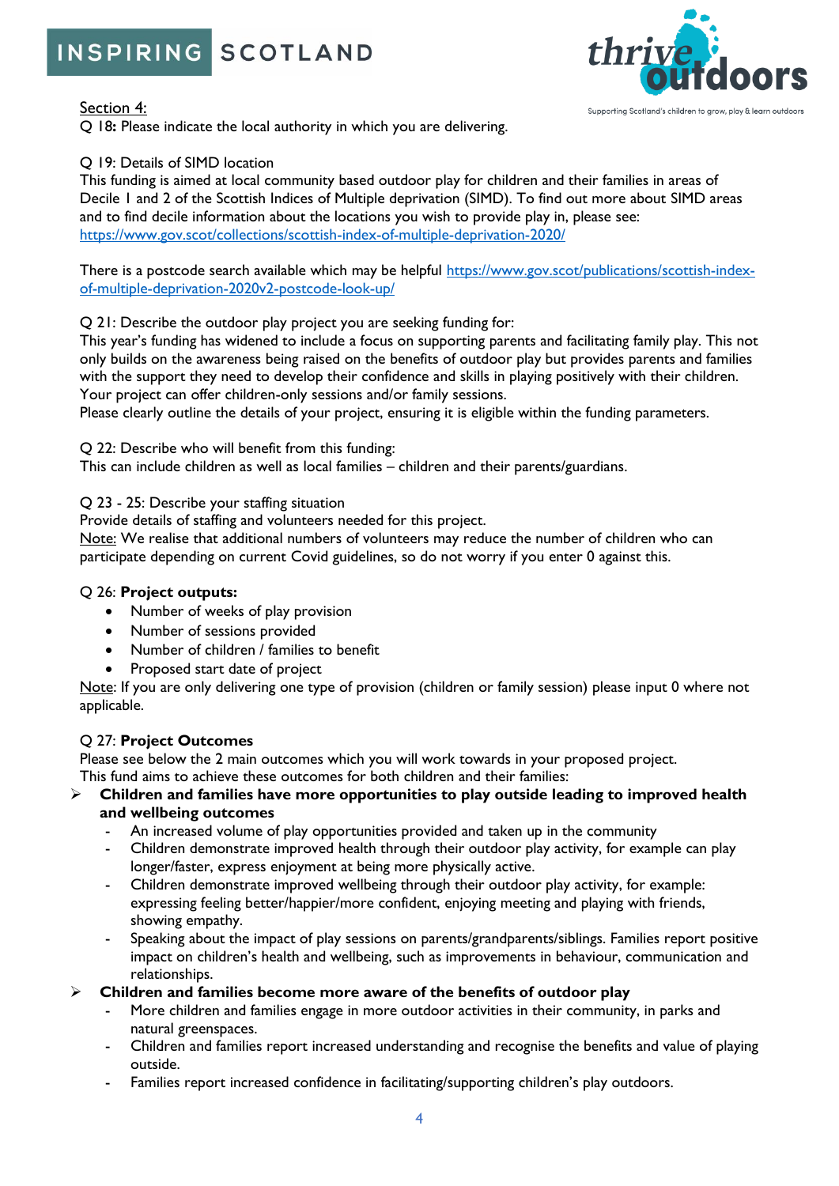Section 4:

Q 18**:** Please indicate the local authority in which you are delivering.

Q 19: Details of SIMD location

This funding is aimed at local community based outdoor play for children and their families in areas of Decile 1 and 2 of the Scottish Indices of Multiple deprivation (SIMD). To find out more about SIMD areas and to find decile information about the locations you wish to provide play in, please see: https://www.gov.scot/collections/scottish-index-of-multiple-deprivation-2020/

There is a postcode search available which may be helpful https://www.gov.scot/publications/scottish-index-of-multiple-deprivation-2020v2-postcode-look-up/

Q 21: Describe the outdoor play project you are seeking funding for:

This year's funding has widened to include a focus on supporting parents and facilitating family play. This not only builds on the awareness being raised on the benefits of outdoor play but provides parents and families with the support they need to develop their confidence and skills in playing positively with their children. Your project can offer children-only sessions and/or family sessions.

Please clearly outline the details of your project, ensuring it is eligible within the funding parameters.

Q 22: Describe who will benefit from this funding:

This can include children as well as local families – children and their parents/guardians.

Q 23 - 25: Describe your staffing situation

Provide details of staffing and volunteers needed for this project.

Note: We realise that additional numbers of volunteers may reduce the number of children who can participate depending on current Covid guidelines, so do not worry if you enter 0 against this.

Q 26: **Project outputs:**

- Number of weeks of play provision
- Number of sessions provided
- Number of children / families to benefit
- Proposed start date of project

Note: If you are only delivering one type of provision (children or family session) please input 0 where not applicable.

Q 27: **Project Outcomes**

Please see below the 2 main outcomes which you will work towards in your proposed project.

This fund aims to achieve these outcomes for both children and their families:

- **Children and families have more opportunities to play outside leading to improved health and wellbeing outcomes**
  - An increased volume of play opportunities provided and taken up in the community
  - Children demonstrate improved health through their outdoor play activity, for example can play longer/faster, express enjoyment at being more physically active.
  - Children demonstrate improved wellbeing through their outdoor play activity, for example: expressing feeling better/happier/more confident, enjoying meeting and playing with friends, showing empathy.
  - Speaking about the impact of play sessions on parents/grandparents/siblings. Families report positive impact on children's health and wellbeing, such as improvements in behaviour, communication and relationships.
- **Children and families become more aware of the benefits of outdoor play**
  - More children and families engage in more outdoor activities in their community, in parks and natural greenspaces.
  - Children and families report increased understanding and recognise the benefits and value of playing outside.
  - Families report increased confidence in facilitating/supporting children's play outdoors.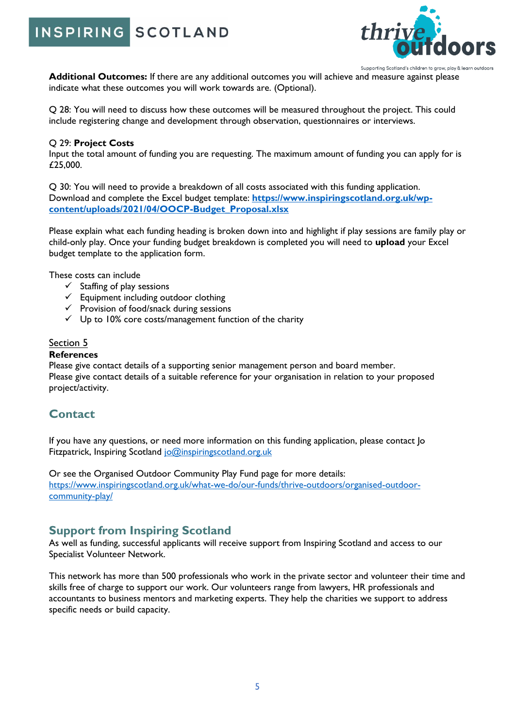**Additional Outcomes:** If there are any additional outcomes you will achieve and measure against please indicate what these outcomes you will work towards are. (Optional).

Q 28: You will need to discuss how these outcomes will be measured throughout the project. This could include registering change and development through observation, questionnaires or interviews.

Q 29: **Project Costs**
Input the total amount of funding you are requesting. The maximum amount of funding you can apply for is £25,000.

Q 30: You will need to provide a breakdown of all costs associated with this funding application. Download and complete the Excel budget template: **https://www.inspiringscotland.org.uk/wp-content/uploads/2021/04/OOCP-Budget_Proposal.xlsx**

Please explain what each funding heading is broken down into and highlight if play sessions are family play or child-only play. Once your funding budget breakdown is completed you will need to **upload** your Excel budget template to the application form.

These costs can include

- ✓ Staffing of play sessions
- ✓ Equipment including outdoor clothing
- ✓ Provision of food/snack during sessions
- ✓ Up to 10% core costs/management function of the charity

Section 5

**References**
Please give contact details of a supporting senior management person and board member.
Please give contact details of a suitable reference for your organisation in relation to your proposed project/activity.

## Contact

If you have any questions, or need more information on this funding application, please contact Jo Fitzpatrick, Inspiring Scotland jo@inspiringscotland.org.uk

Or see the Organised Outdoor Community Play Fund page for more details:
https://www.inspiringscotland.org.uk/what-we-do/our-funds/thrive-outdoors/organised-outdoor-community-play/

## Support from Inspiring Scotland

As well as funding, successful applicants will receive support from Inspiring Scotland and access to our Specialist Volunteer Network.

This network has more than 500 professionals who work in the private sector and volunteer their time and skills free of charge to support our work. Our volunteers range from lawyers, HR professionals and accountants to business mentors and marketing experts. They help the charities we support to address specific needs or build capacity.